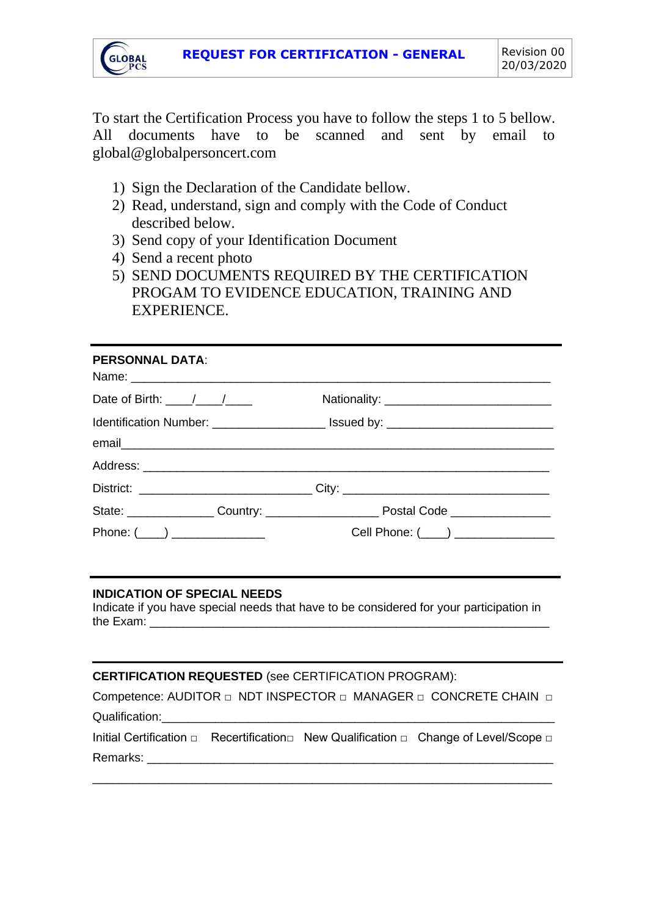**REQUEST FOR CERTIFICATION - GENERAL** | Revision 00 20/03/2020

To start the Certification Process you have to follow the steps 1 to 5 bellow. All documents have to be scanned and sent by email to global@globalpersoncert.com

1) Sign the Declaration of the Candidate bellow.
2) Read, understand, sign and comply with the Code of Conduct described below.
3) Send copy of your Identification Document
4) Send a recent photo
5) SEND DOCUMENTS REQUIRED BY THE CERTIFICATION PROGAM TO EVIDENCE EDUCATION, TRAINING AND EXPERIENCE.

---

**PERSONNAL DATA**:

Name: ______________________________________________________________

Date of Birth: ____/____/____ Nationality: _________________________

Identification Number: ________________ Issued by: _________________________

email_______________________________________________________________

Address: _____________________________________________________________

District: _________________________ City: ______________________________

State: _____________ Country: ________________ Postal Code ______________

Phone: (____) ______________ Cell Phone: (____) ______________

---

**INDICATION OF SPECIAL NEEDS**

Indicate if you have special needs that have to be considered for your participation in the Exam: ____________________________________________________________

---

**CERTIFICATION REQUESTED** (see CERTIFICATION PROGRAM):

Competence: AUDITOR ▫ NDT INSPECTOR ▫ MANAGER ▫ CONCRETE CHAIN ▫

Qualification:_________________________________________________________

Initial Certification ▫ Recertification▫ New Qualification ▫ Change of Level/Scope ▫

Remarks: ____________________________________________________________

_____________________________________________________________________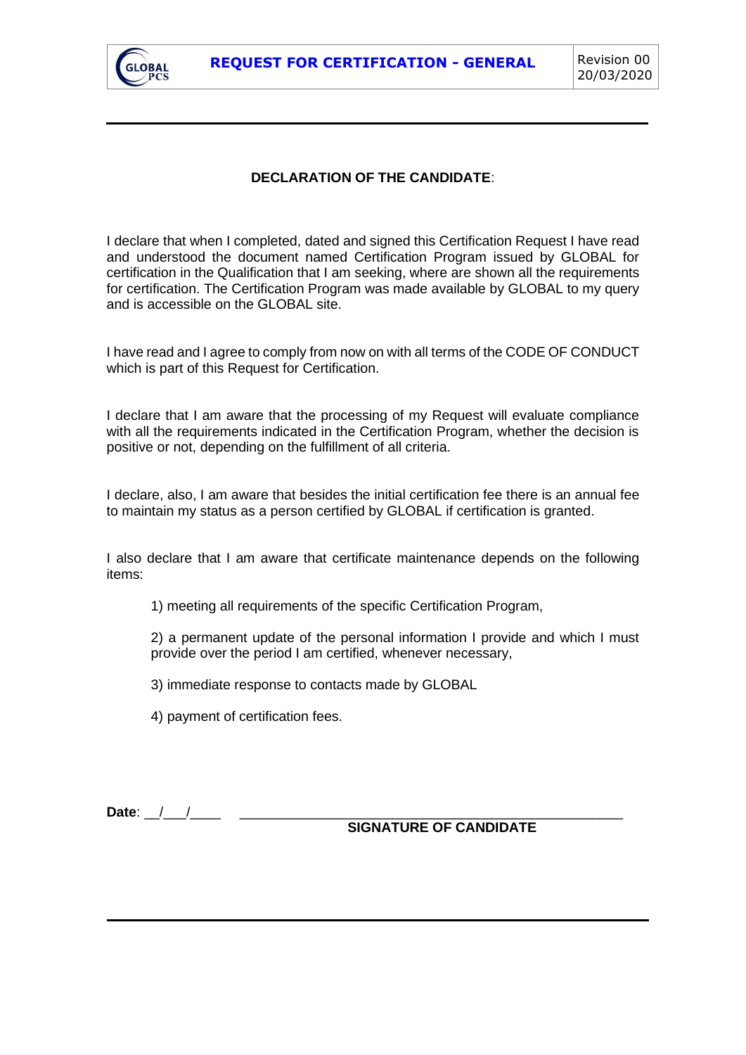**DECLARATION OF THE CANDIDATE**:

I declare that when I completed, dated and signed this Certification Request I have read and understood the document named Certification Program issued by GLOBAL for certification in the Qualification that I am seeking, where are shown all the requirements for certification. The Certification Program was made available by GLOBAL to my query and is accessible on the GLOBAL site.

I have read and I agree to comply from now on with all terms of the CODE OF CONDUCT which is part of this Request for Certification.

I declare that I am aware that the processing of my Request will evaluate compliance with all the requirements indicated in the Certification Program, whether the decision is positive or not, depending on the fulfillment of all criteria.

I declare, also, I am aware that besides the initial certification fee there is an annual fee to maintain my status as a person certified by GLOBAL if certification is granted.

I also declare that I am aware that certificate maintenance depends on the following items:

1) meeting all requirements of the specific Certification Program,

2) a permanent update of the personal information I provide and which I must provide over the period I am certified, whenever necessary,

3) immediate response to contacts made by GLOBAL

4) payment of certification fees.

**Date**: __/___/____ _______________________________________________

**SIGNATURE OF CANDIDATE**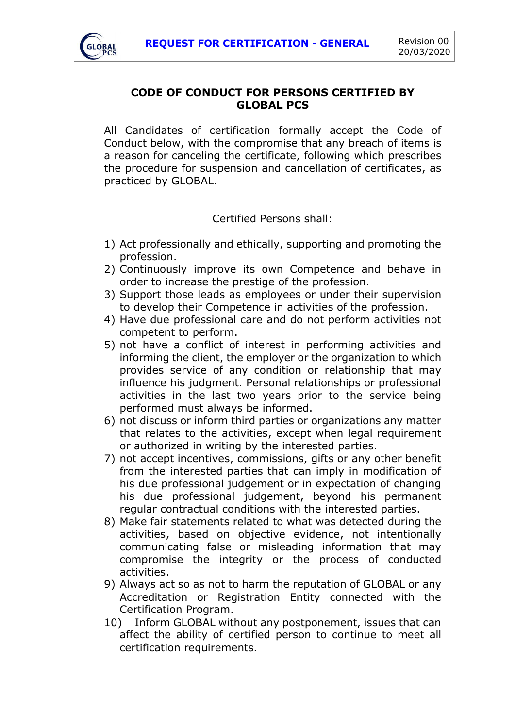## CODE OF CONDUCT FOR PERSONS CERTIFIED BY GLOBAL PCS

All Candidates of certification formally accept the Code of Conduct below, with the compromise that any breach of items is a reason for canceling the certificate, following which prescribes the procedure for suspension and cancellation of certificates, as practiced by GLOBAL.

Certified Persons shall:

1) Act professionally and ethically, supporting and promoting the profession.
2) Continuously improve its own Competence and behave in order to increase the prestige of the profession.
3) Support those leads as employees or under their supervision to develop their Competence in activities of the profession.
4) Have due professional care and do not perform activities not competent to perform.
5) not have a conflict of interest in performing activities and informing the client, the employer or the organization to which provides service of any condition or relationship that may influence his judgment. Personal relationships or professional activities in the last two years prior to the service being performed must always be informed.
6) not discuss or inform third parties or organizations any matter that relates to the activities, except when legal requirement or authorized in writing by the interested parties.
7) not accept incentives, commissions, gifts or any other benefit from the interested parties that can imply in modification of his due professional judgement or in expectation of changing his due professional judgement, beyond his permanent regular contractual conditions with the interested parties.
8) Make fair statements related to what was detected during the activities, based on objective evidence, not intentionally communicating false or misleading information that may compromise the integrity or the process of conducted activities.
9) Always act so as not to harm the reputation of GLOBAL or any Accreditation or Registration Entity connected with the Certification Program.
10) Inform GLOBAL without any postponement, issues that can affect the ability of certified person to continue to meet all certification requirements.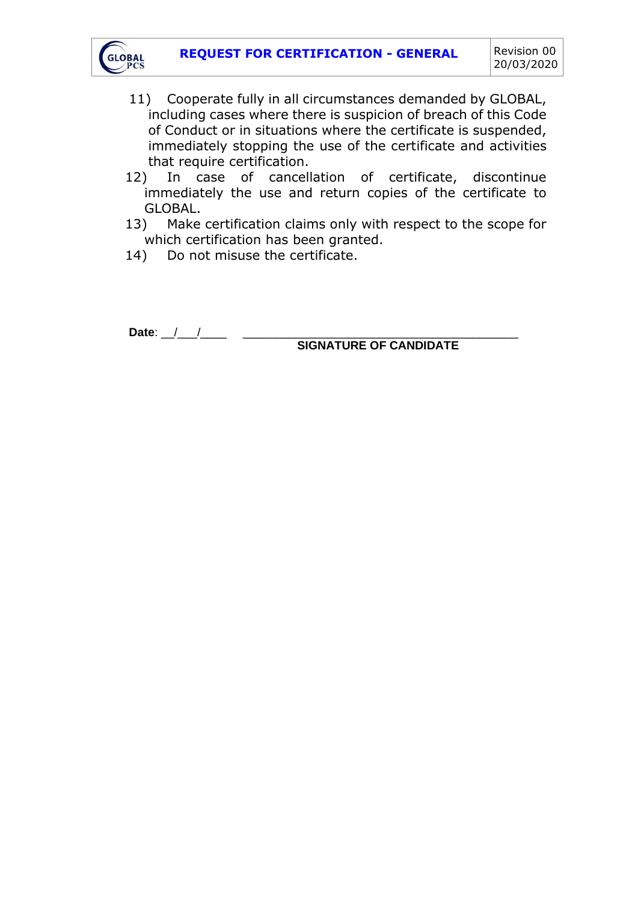11) Cooperate fully in all circumstances demanded by GLOBAL, including cases where there is suspicion of breach of this Code of Conduct or in situations where the certificate is suspended, immediately stopping the use of the certificate and activities that require certification.
12) In case of cancellation of certificate, discontinue immediately the use and return copies of the certificate to GLOBAL.
13) Make certification claims only with respect to the scope for which certification has been granted.
14) Do not misuse the certificate.

**Date**: __/___/____ ________________________________________

**SIGNATURE OF CANDIDATE**